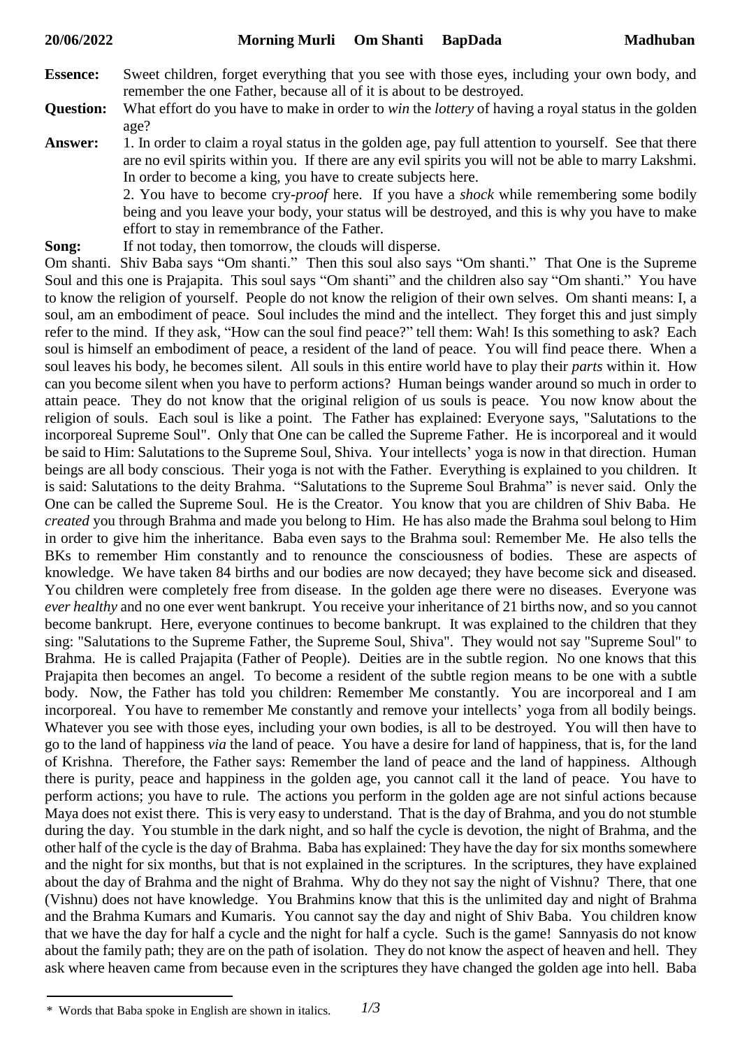**20/06/2022 Morning Murli Om Shanti BapDada Madhuban**

**Essence:** Sweet children, forget everything that you see with those eyes, including your own body, and remember the one Father, because all of it is about to be destroyed.

**Question:** What effort do you have to make in order to *win* the *lottery* of having a royal status in the golden age?

**Answer:** 1. In order to claim a royal status in the golden age, pay full attention to yourself. See that there are no evil spirits within you. If there are any evil spirits you will not be able to marry Lakshmi. In order to become a king, you have to create subjects here.
2. You have to become cry-*proof* here. If you have a *shock* while remembering some bodily being and you leave your body, your status will be destroyed, and this is why you have to make effort to stay in remembrance of the Father.

**Song:** If not today, then tomorrow, the clouds will disperse.

Om shanti. Shiv Baba says "Om shanti." Then this soul also says "Om shanti." That One is the Supreme Soul and this one is Prajapita. This soul says "Om shanti" and the children also say "Om shanti." You have to know the religion of yourself. People do not know the religion of their own selves. Om shanti means: I, a soul, am an embodiment of peace. Soul includes the mind and the intellect. They forget this and just simply refer to the mind. If they ask, "How can the soul find peace?" tell them: Wah! Is this something to ask? Each soul is himself an embodiment of peace, a resident of the land of peace. You will find peace there. When a soul leaves his body, he becomes silent. All souls in this entire world have to play their *parts* within it. How can you become silent when you have to perform actions? Human beings wander around so much in order to attain peace. They do not know that the original religion of us souls is peace. You now know about the religion of souls. Each soul is like a point. The Father has explained: Everyone says, "Salutations to the incorporeal Supreme Soul". Only that One can be called the Supreme Father. He is incorporeal and it would be said to Him: Salutations to the Supreme Soul, Shiva. Your intellects' yoga is now in that direction. Human beings are all body conscious. Their yoga is not with the Father. Everything is explained to you children. It is said: Salutations to the deity Brahma. "Salutations to the Supreme Soul Brahma" is never said. Only the One can be called the Supreme Soul. He is the Creator. You know that you are children of Shiv Baba. He *created* you through Brahma and made you belong to Him. He has also made the Brahma soul belong to Him in order to give him the inheritance. Baba even says to the Brahma soul: Remember Me. He also tells the BKs to remember Him constantly and to renounce the consciousness of bodies. These are aspects of knowledge. We have taken 84 births and our bodies are now decayed; they have become sick and diseased. You children were completely free from disease. In the golden age there were no diseases. Everyone was *ever healthy* and no one ever went bankrupt. You receive your inheritance of 21 births now, and so you cannot become bankrupt. Here, everyone continues to become bankrupt. It was explained to the children that they sing: "Salutations to the Supreme Father, the Supreme Soul, Shiva". They would not say "Supreme Soul" to Brahma. He is called Prajapita (Father of People). Deities are in the subtle region. No one knows that this Prajapita then becomes an angel. To become a resident of the subtle region means to be one with a subtle body. Now, the Father has told you children: Remember Me constantly. You are incorporeal and I am incorporeal. You have to remember Me constantly and remove your intellects' yoga from all bodily beings. Whatever you see with those eyes, including your own bodies, is all to be destroyed. You will then have to go to the land of happiness *via* the land of peace. You have a desire for land of happiness, that is, for the land of Krishna. Therefore, the Father says: Remember the land of peace and the land of happiness. Although there is purity, peace and happiness in the golden age, you cannot call it the land of peace. You have to perform actions; you have to rule. The actions you perform in the golden age are not sinful actions because Maya does not exist there. This is very easy to understand. That is the day of Brahma, and you do not stumble during the day. You stumble in the dark night, and so half the cycle is devotion, the night of Brahma, and the other half of the cycle is the day of Brahma. Baba has explained: They have the day for six months somewhere and the night for six months, but that is not explained in the scriptures. In the scriptures, they have explained about the day of Brahma and the night of Brahma. Why do they not say the night of Vishnu? There, that one (Vishnu) does not have knowledge. You Brahmins know that this is the unlimited day and night of Brahma and the Brahma Kumars and Kumaris. You cannot say the day and night of Shiv Baba. You children know that we have the day for half a cycle and the night for half a cycle. Such is the game! Sannyasis do not know about the family path; they are on the path of isolation. They do not know the aspect of heaven and hell. They ask where heaven came from because even in the scriptures they have changed the golden age into hell. Baba

\* Words that Baba spoke in English are shown in italics.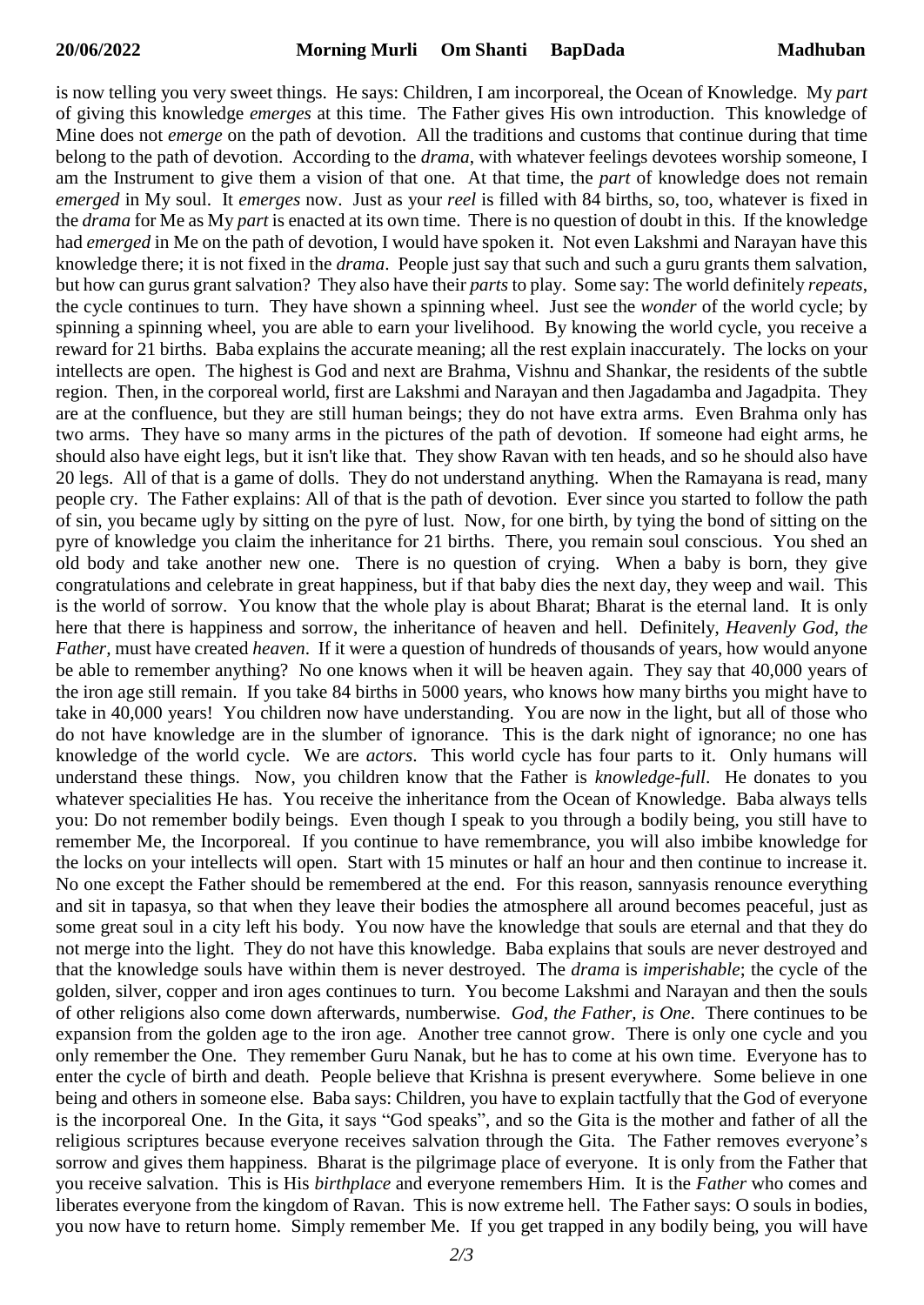is now telling you very sweet things. He says: Children, I am incorporeal, the Ocean of Knowledge. My *part* of giving this knowledge *emerges* at this time. The Father gives His own introduction. This knowledge of Mine does not *emerge* on the path of devotion. All the traditions and customs that continue during that time belong to the path of devotion. According to the *drama*, with whatever feelings devotees worship someone, I am the Instrument to give them a vision of that one. At that time, the *part* of knowledge does not remain *emerged* in My soul. It *emerges* now. Just as your *reel* is filled with 84 births, so, too, whatever is fixed in the *drama* for Me as My *part* is enacted at its own time. There is no question of doubt in this. If the knowledge had *emerged* in Me on the path of devotion, I would have spoken it. Not even Lakshmi and Narayan have this knowledge there; it is not fixed in the *drama*. People just say that such and such a guru grants them salvation, but how can gurus grant salvation? They also have their *parts* to play. Some say: The world definitely *repeats*, the cycle continues to turn. They have shown a spinning wheel. Just see the *wonder* of the world cycle; by spinning a spinning wheel, you are able to earn your livelihood. By knowing the world cycle, you receive a reward for 21 births. Baba explains the accurate meaning; all the rest explain inaccurately. The locks on your intellects are open. The highest is God and next are Brahma, Vishnu and Shankar, the residents of the subtle region. Then, in the corporeal world, first are Lakshmi and Narayan and then Jagadamba and Jagadpita. They are at the confluence, but they are still human beings; they do not have extra arms. Even Brahma only has two arms. They have so many arms in the pictures of the path of devotion. If someone had eight arms, he should also have eight legs, but it isn't like that. They show Ravan with ten heads, and so he should also have 20 legs. All of that is a game of dolls. They do not understand anything. When the Ramayana is read, many people cry. The Father explains: All of that is the path of devotion. Ever since you started to follow the path of sin, you became ugly by sitting on the pyre of lust. Now, for one birth, by tying the bond of sitting on the pyre of knowledge you claim the inheritance for 21 births. There, you remain soul conscious. You shed an old body and take another new one. There is no question of crying. When a baby is born, they give congratulations and celebrate in great happiness, but if that baby dies the next day, they weep and wail. This is the world of sorrow. You know that the whole play is about Bharat; Bharat is the eternal land. It is only here that there is happiness and sorrow, the inheritance of heaven and hell. Definitely, *Heavenly God, the Father,* must have created *heaven*. If it were a question of hundreds of thousands of years, how would anyone be able to remember anything? No one knows when it will be heaven again. They say that 40,000 years of the iron age still remain. If you take 84 births in 5000 years, who knows how many births you might have to take in 40,000 years! You children now have understanding. You are now in the light, but all of those who do not have knowledge are in the slumber of ignorance. This is the dark night of ignorance; no one has knowledge of the world cycle. We are *actors*. This world cycle has four parts to it. Only humans will understand these things. Now, you children know that the Father is *knowledge-full*. He donates to you whatever specialities He has. You receive the inheritance from the Ocean of Knowledge. Baba always tells you: Do not remember bodily beings. Even though I speak to you through a bodily being, you still have to remember Me, the Incorporeal. If you continue to have remembrance, you will also imbibe knowledge for the locks on your intellects will open. Start with 15 minutes or half an hour and then continue to increase it. No one except the Father should be remembered at the end. For this reason, sannyasis renounce everything and sit in tapasya, so that when they leave their bodies the atmosphere all around becomes peaceful, just as some great soul in a city left his body. You now have the knowledge that souls are eternal and that they do not merge into the light. They do not have this knowledge. Baba explains that souls are never destroyed and that the knowledge souls have within them is never destroyed. The *drama* is *imperishable*; the cycle of the golden, silver, copper and iron ages continues to turn. You become Lakshmi and Narayan and then the souls of other religions also come down afterwards, numberwise. *God, the Father, is One*. There continues to be expansion from the golden age to the iron age. Another tree cannot grow. There is only one cycle and you only remember the One. They remember Guru Nanak, but he has to come at his own time. Everyone has to enter the cycle of birth and death. People believe that Krishna is present everywhere. Some believe in one being and others in someone else. Baba says: Children, you have to explain tactfully that the God of everyone is the incorporeal One. In the Gita, it says "God speaks", and so the Gita is the mother and father of all the religious scriptures because everyone receives salvation through the Gita. The Father removes everyone's sorrow and gives them happiness. Bharat is the pilgrimage place of everyone. It is only from the Father that you receive salvation. This is His *birthplace* and everyone remembers Him. It is the *Father* who comes and liberates everyone from the kingdom of Ravan. This is now extreme hell. The Father says: O souls in bodies, you now have to return home. Simply remember Me. If you get trapped in any bodily being, you will have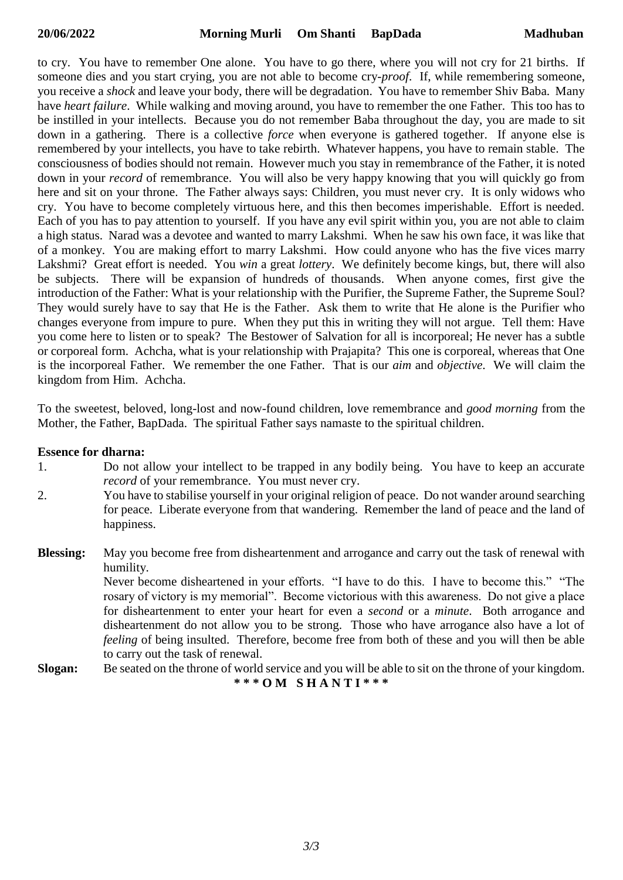to cry. You have to remember One alone. You have to go there, where you will not cry for 21 births. If someone dies and you start crying, you are not able to become cry-*proof*. If, while remembering someone, you receive a *shock* and leave your body, there will be degradation. You have to remember Shiv Baba. Many have *heart failure*. While walking and moving around, you have to remember the one Father. This too has to be instilled in your intellects. Because you do not remember Baba throughout the day, you are made to sit down in a gathering. There is a collective *force* when everyone is gathered together. If anyone else is remembered by your intellects, you have to take rebirth. Whatever happens, you have to remain stable. The consciousness of bodies should not remain. However much you stay in remembrance of the Father, it is noted down in your *record* of remembrance. You will also be very happy knowing that you will quickly go from here and sit on your throne. The Father always says: Children, you must never cry. It is only widows who cry. You have to become completely virtuous here, and this then becomes imperishable. Effort is needed. Each of you has to pay attention to yourself. If you have any evil spirit within you, you are not able to claim a high status. Narad was a devotee and wanted to marry Lakshmi. When he saw his own face, it was like that of a monkey. You are making effort to marry Lakshmi. How could anyone who has the five vices marry Lakshmi? Great effort is needed. You *win* a great *lottery*. We definitely become kings, but, there will also be subjects. There will be expansion of hundreds of thousands. When anyone comes, first give the introduction of the Father: What is your relationship with the Purifier, the Supreme Father, the Supreme Soul? They would surely have to say that He is the Father. Ask them to write that He alone is the Purifier who changes everyone from impure to pure. When they put this in writing they will not argue. Tell them: Have you come here to listen or to speak? The Bestower of Salvation for all is incorporeal; He never has a subtle or corporeal form. Achcha, what is your relationship with Prajapita? This one is corporeal, whereas that One is the incorporeal Father. We remember the one Father. That is our *aim* and *objective*. We will claim the kingdom from Him. Achcha.

To the sweetest, beloved, long-lost and now-found children, love remembrance and *good morning* from the Mother, the Father, BapDada. The spiritual Father says namaste to the spiritual children.

**Essence for dharna:**

1. Do not allow your intellect to be trapped in any bodily being. You have to keep an accurate *record* of your remembrance. You must never cry.
2. You have to stabilise yourself in your original religion of peace. Do not wander around searching for peace. Liberate everyone from that wandering. Remember the land of peace and the land of happiness.

**Blessing:** May you become free from disheartenment and arrogance and carry out the task of renewal with humility.

Never become disheartened in your efforts. "I have to do this. I have to become this." "The rosary of victory is my memorial". Become victorious with this awareness. Do not give a place for disheartenment to enter your heart for even a *second* or a *minute*. Both arrogance and disheartenment do not allow you to be strong. Those who have arrogance also have a lot of *feeling* of being insulted. Therefore, become free from both of these and you will then be able to carry out the task of renewal.

**Slogan:** Be seated on the throne of world service and you will be able to sit on the throne of your kingdom.

**\* \* \* O M S H A N T I \* \* \***